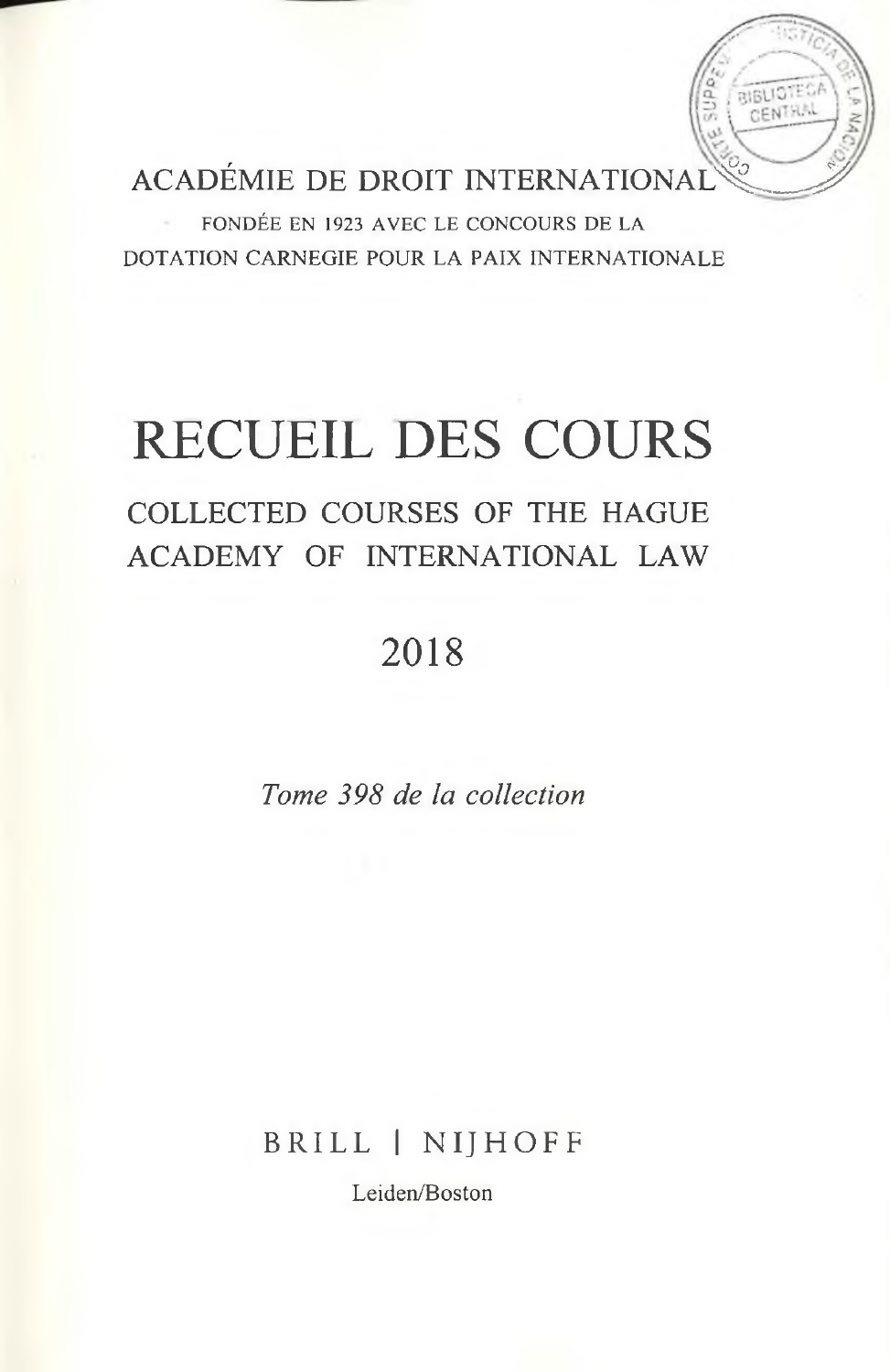ACADÉMIE DE DROIT INTERNATIONAL

FONDÉE EN 1923 AVEC LE CONCOURS DE LA DOTATION CARNEGIE POUR LA PAIX INTERNATIONALE

# RECUEIL DES COURS

## COLLECTED COURSES OF THE HAGUE ACADEMY OF INTERNATIONAL LAW

## 2018

*Tome 398 de la collection*

BRILL | NIJHOFF

Leiden/Boston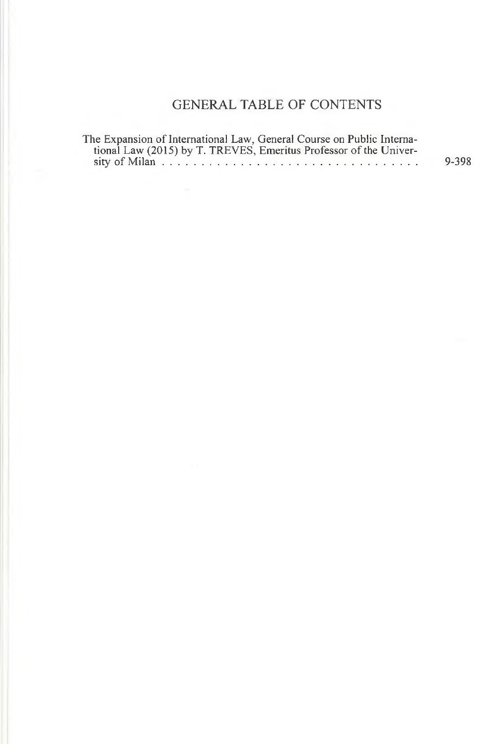# GENERAL TABLE OF CONTENTS

The Expansion of International Law, General Course on Public International Law (2015) by T. TREVES, Emeritus Professor of the University of Milan . . . . . . . . . . . . . . . . . . . . . . . . . . . . . . . . . . 9-398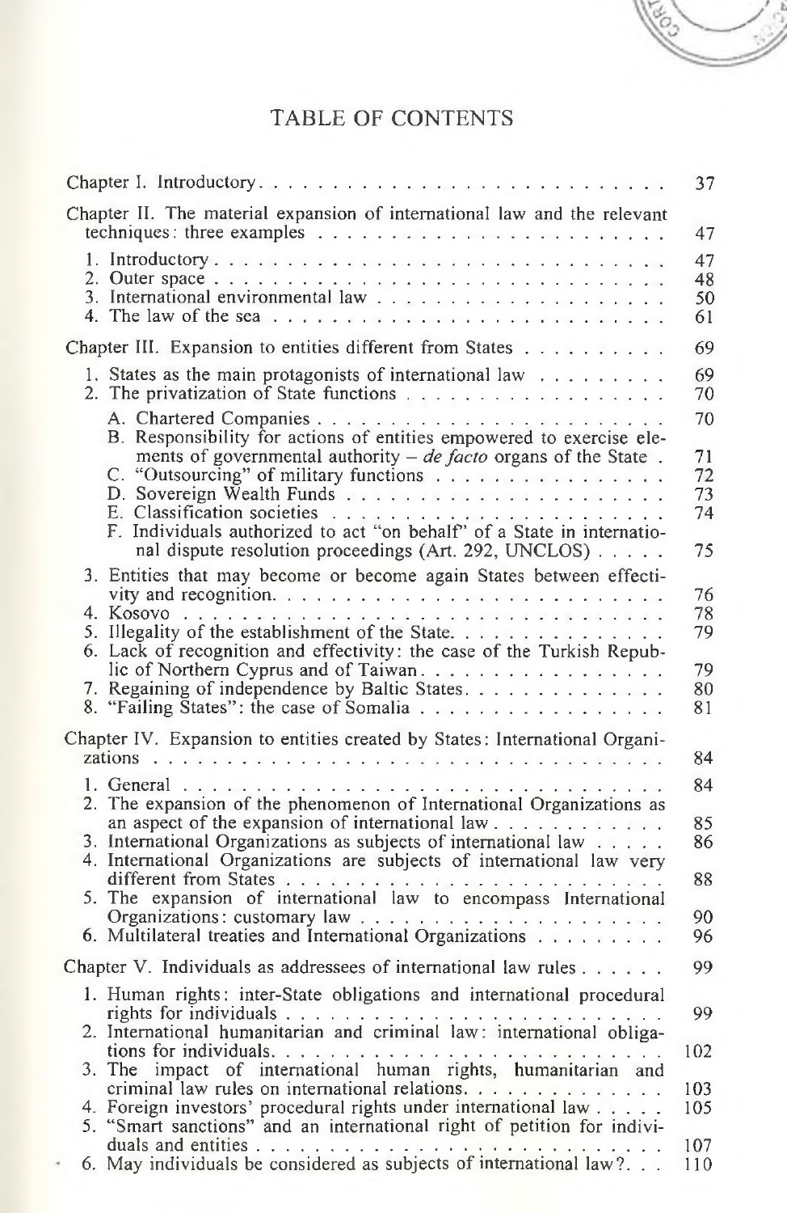# TABLE OF CONTENTS

Chapter I. Introductory . . . . . . . . . . . . . . . . . . . . . . . . . . . . 37

Chapter II. The material expansion of international law and the relevant techniques: three examples . . . . . . . . . . . . . . . . . . . . . . . . 47

1. Introductory . . . . . . . . . . . . . . . . . . . . . . . . . . . . 47
2. Outer space . . . . . . . . . . . . . . . . . . . . . . . . . . . . 48
3. International environmental law . . . . . . . . . . . . . . . . . . . 50
4. The law of the sea . . . . . . . . . . . . . . . . . . . . . . . . . 61

Chapter III. Expansion to entities different from States . . . . . . . . . . 69

1. States as the main protagonists of international law . . . . . . . . . 69
2. The privatization of State functions . . . . . . . . . . . . . . . . . 70
   - A. Chartered Companies . . . . . . . . . . . . . . . . . . . . . . . 70
   - B. Responsibility for actions of entities empowered to exercise elements of governmental authority – *de facto* organs of the State . 71
   - C. "Outsourcing" of military functions . . . . . . . . . . . . . . . 72
   - D. Sovereign Wealth Funds . . . . . . . . . . . . . . . . . . . . . 73
   - E. Classification societies . . . . . . . . . . . . . . . . . . . . . 74
   - F. Individuals authorized to act "on behalf" of a State in international dispute resolution proceedings (Art. 292, UNCLOS) . . . . . 75
3. Entities that may become or become again States between effectivity and recognition . . . . . . . . . . . . . . . . . . . . . . . . . 76
4. Kosovo . . . . . . . . . . . . . . . . . . . . . . . . . . . . . . 78
5. Illegality of the establishment of the State . . . . . . . . . . . . . 79
6. Lack of recognition and effectivity: the case of the Turkish Republic of Northern Cyprus and of Taiwan . . . . . . . . . . . . . . . 79
7. Regaining of independence by Baltic States . . . . . . . . . . . . . 80
8. "Failing States": the case of Somalia . . . . . . . . . . . . . . . . 81

Chapter IV. Expansion to entities created by States: International Organizations . . . . . . . . . . . . . . . . . . . . . . . . . . . . . . . 84

1. General . . . . . . . . . . . . . . . . . . . . . . . . . . . . . . 84
2. The expansion of the phenomenon of International Organizations as an aspect of the expansion of international law . . . . . . . . . . . 85
3. International Organizations as subjects of international law . . . . . 86
4. International Organizations are subjects of international law very different from States . . . . . . . . . . . . . . . . . . . . . . . . 88
5. The expansion of international law to encompass International Organizations: customary law . . . . . . . . . . . . . . . . . . . . . 90
6. Multilateral treaties and International Organizations . . . . . . . . . 96

Chapter V. Individuals as addressees of international law rules . . . . . . 99

1. Human rights: inter-State obligations and international procedural rights for individuals . . . . . . . . . . . . . . . . . . . . . . . . 99
2. International humanitarian and criminal law: international obligations for individuals . . . . . . . . . . . . . . . . . . . . . . . . 102
3. The impact of international human rights, humanitarian and criminal law rules on international relations . . . . . . . . . . . . . 103
4. Foreign investors' procedural rights under international law . . . . . 105
5. "Smart sanctions" and an international right of petition for individuals and entities . . . . . . . . . . . . . . . . . . . . . . . . . 107
6. May individuals be considered as subjects of international law? . . . 110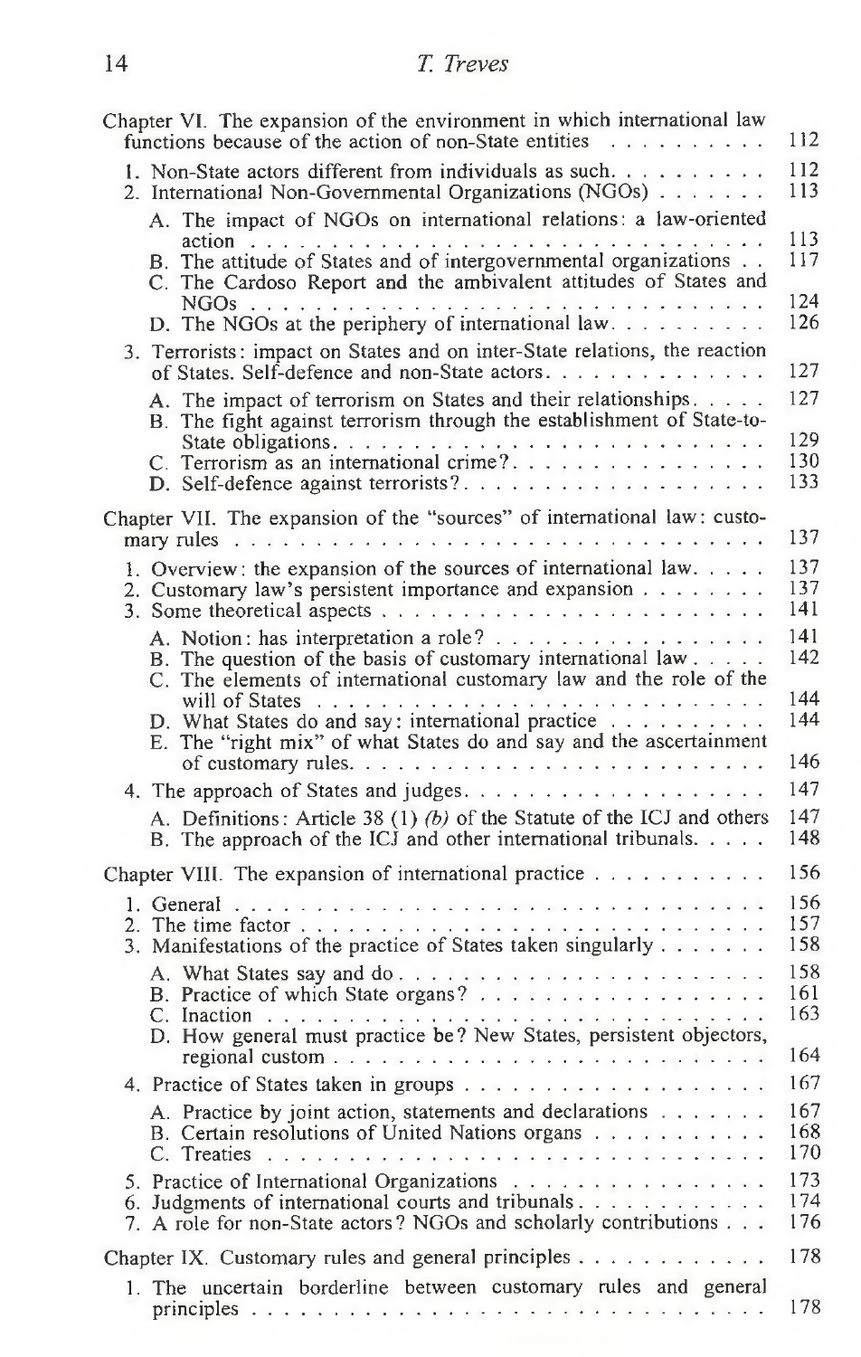Chapter VI. The expansion of the environment in which international law functions because of the action of non-State entities . . . . . . . . . . 112

1. Non-State actors different from individuals as such . . . . . . . . . . 112
2. International Non-Governmental Organizations (NGOs) . . . . . . . 113
   - A. The impact of NGOs on international relations: a law-oriented action . . . . . . . . . . . . . . . . . . . . . . . . . . . . . . 113
   - B. The attitude of States and of intergovernmental organizations . . 117
   - C. The Cardoso Report and the ambivalent attitudes of States and NGOs . . . . . . . . . . . . . . . . . . . . . . . . . . . . . . 124
   - D. The NGOs at the periphery of international law . . . . . . . . . . 126
3. Terrorists: impact on States and on inter-State relations, the reaction of States. Self-defence and non-State actors . . . . . . . . . . . . . 127
   - A. The impact of terrorism on States and their relationships . . . . . 127
   - B. The fight against terrorism through the establishment of State-to-State obligations . . . . . . . . . . . . . . . . . . . . . . . . 129
   - C. Terrorism as an international crime? . . . . . . . . . . . . . . . 130
   - D. Self-defence against terrorists? . . . . . . . . . . . . . . . . . . 133

Chapter VII. The expansion of the "sources" of international law: customary rules . . . . . . . . . . . . . . . . . . . . . . . . . . . . . . 137

1. Overview: the expansion of the sources of international law . . . . . 137
2. Customary law's persistent importance and expansion . . . . . . . . 137
3. Some theoretical aspects . . . . . . . . . . . . . . . . . . . . . . . 141
   - A. Notion: has interpretation a role? . . . . . . . . . . . . . . . . . 141
   - B. The question of the basis of customary international law . . . . . 142
   - C. The elements of international customary law and the role of the will of States . . . . . . . . . . . . . . . . . . . . . . . . . . 144
   - D. What States do and say: international practice . . . . . . . . . . 144
   - E. The "right mix" of what States do and say and the ascertainment of customary rules . . . . . . . . . . . . . . . . . . . . . . . . . 146
4. The approach of States and judges . . . . . . . . . . . . . . . . . . 147
   - A. Definitions: Article 38 (1) *(b)* of the Statute of the ICJ and others 147
   - B. The approach of the ICJ and other international tribunals . . . . . 148

Chapter VIII. The expansion of international practice . . . . . . . . . . . 156

1. General . . . . . . . . . . . . . . . . . . . . . . . . . . . . . . . 156
2. The time factor . . . . . . . . . . . . . . . . . . . . . . . . . . . 157
3. Manifestations of the practice of States taken singularly . . . . . . . 158
   - A. What States say and do . . . . . . . . . . . . . . . . . . . . . . 158
   - B. Practice of which State organs? . . . . . . . . . . . . . . . . . . 161
   - C. Inaction . . . . . . . . . . . . . . . . . . . . . . . . . . . . . . 163
   - D. How general must practice be? New States, persistent objectors, regional custom . . . . . . . . . . . . . . . . . . . . . . . . . . 164
4. Practice of States taken in groups . . . . . . . . . . . . . . . . . . 167
   - A. Practice by joint action, statements and declarations . . . . . . . 167
   - B. Certain resolutions of United Nations organs . . . . . . . . . . . 168
   - C. Treaties . . . . . . . . . . . . . . . . . . . . . . . . . . . . . . 170
5. Practice of International Organizations . . . . . . . . . . . . . . . 173
6. Judgments of international courts and tribunals . . . . . . . . . . . . 174
7. A role for non-State actors? NGOs and scholarly contributions . . . 176

Chapter IX. Customary rules and general principles . . . . . . . . . . . . 178

1. The uncertain borderline between customary rules and general principles . . . . . . . . . . . . . . . . . . . . . . . . . . . . . . . 178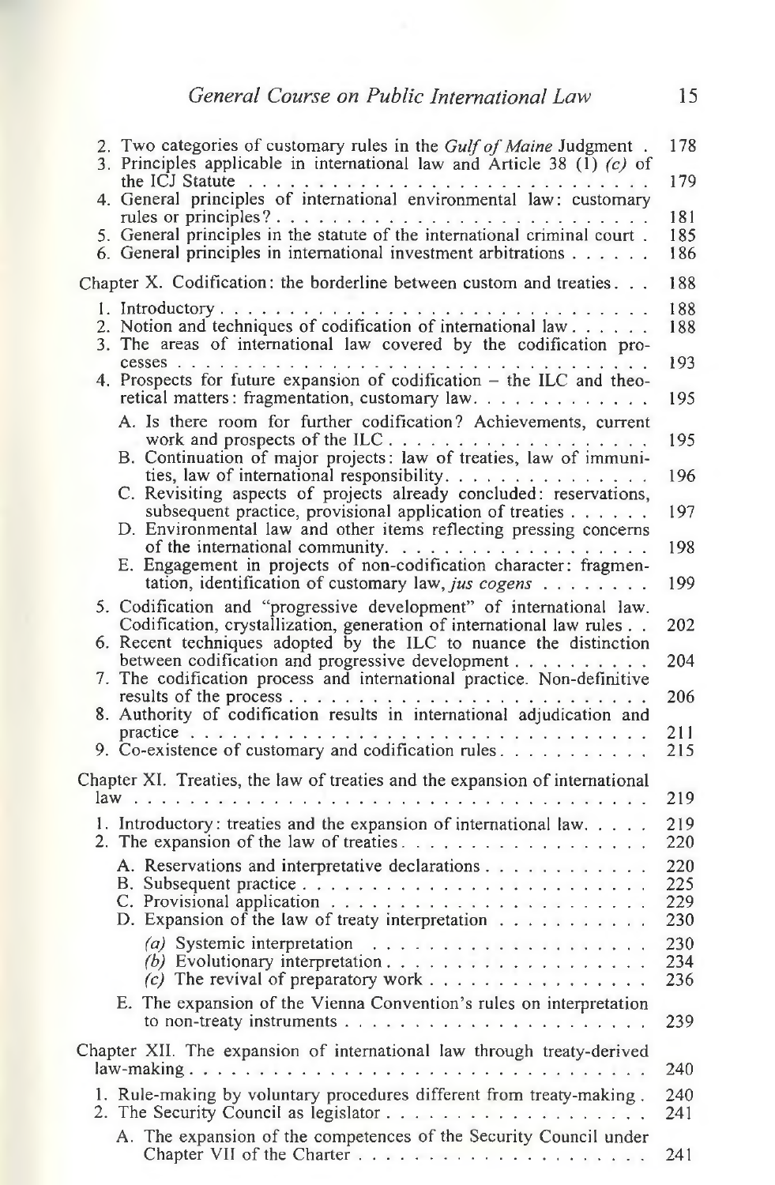2. Two categories of customary rules in the *Gulf of Maine* Judgment . 178
3. Principles applicable in international law and Article 38 (1) *(c)* of the ICJ Statute . . . . . 179
4. General principles of international environmental law: customary rules or principles? . . . . . 181
5. General principles in the statute of the international criminal court . 185
6. General principles in international investment arbitrations . . . . . 186

Chapter X. Codification: the borderline between custom and treaties . . . 188

1. Introductory . . . . . 188
2. Notion and techniques of codification of international law . . . . . 188
3. The areas of international law covered by the codification processes . . . . . 193
4. Prospects for future expansion of codification – the ILC and theoretical matters: fragmentation, customary law . . . . . 195
   - A. Is there room for further codification? Achievements, current work and prospects of the ILC . . . . . 195
   - B. Continuation of major projects: law of treaties, law of immunities, law of international responsibility . . . . . 196
   - C. Revisiting aspects of projects already concluded: reservations, subsequent practice, provisional application of treaties . . . . . 197
   - D. Environmental law and other items reflecting pressing concerns of the international community . . . . . 198
   - E. Engagement in projects of non-codification character: fragmentation, identification of customary law, *jus cogens* . . . . . 199
5. Codification and "progressive development" of international law. Codification, crystallization, generation of international law rules . . 202
6. Recent techniques adopted by the ILC to nuance the distinction between codification and progressive development . . . . . 204
7. The codification process and international practice. Non-definitive results of the process . . . . . 206
8. Authority of codification results in international adjudication and practice . . . . . 211
9. Co-existence of customary and codification rules . . . . . 215

Chapter XI. Treaties, the law of treaties and the expansion of international law . . . . . 219

1. Introductory: treaties and the expansion of international law . . . . . 219
2. The expansion of the law of treaties . . . . . 220
   - A. Reservations and interpretative declarations . . . . . 220
   - B. Subsequent practice . . . . . 225
   - C. Provisional application . . . . . 229
   - D. Expansion of the law of treaty interpretation . . . . . 230
     - *(a)* Systemic interpretation . . . . . 230
     - *(b)* Evolutionary interpretation . . . . . 234
     - *(c)* The revival of preparatory work . . . . . 236
   - E. The expansion of the Vienna Convention's rules on interpretation to non-treaty instruments . . . . . 239

Chapter XII. The expansion of international law through treaty-derived law-making . . . . . 240

1. Rule-making by voluntary procedures different from treaty-making . 240
2. The Security Council as legislator . . . . . 241
   - A. The expansion of the competences of the Security Council under Chapter VII of the Charter . . . . . 241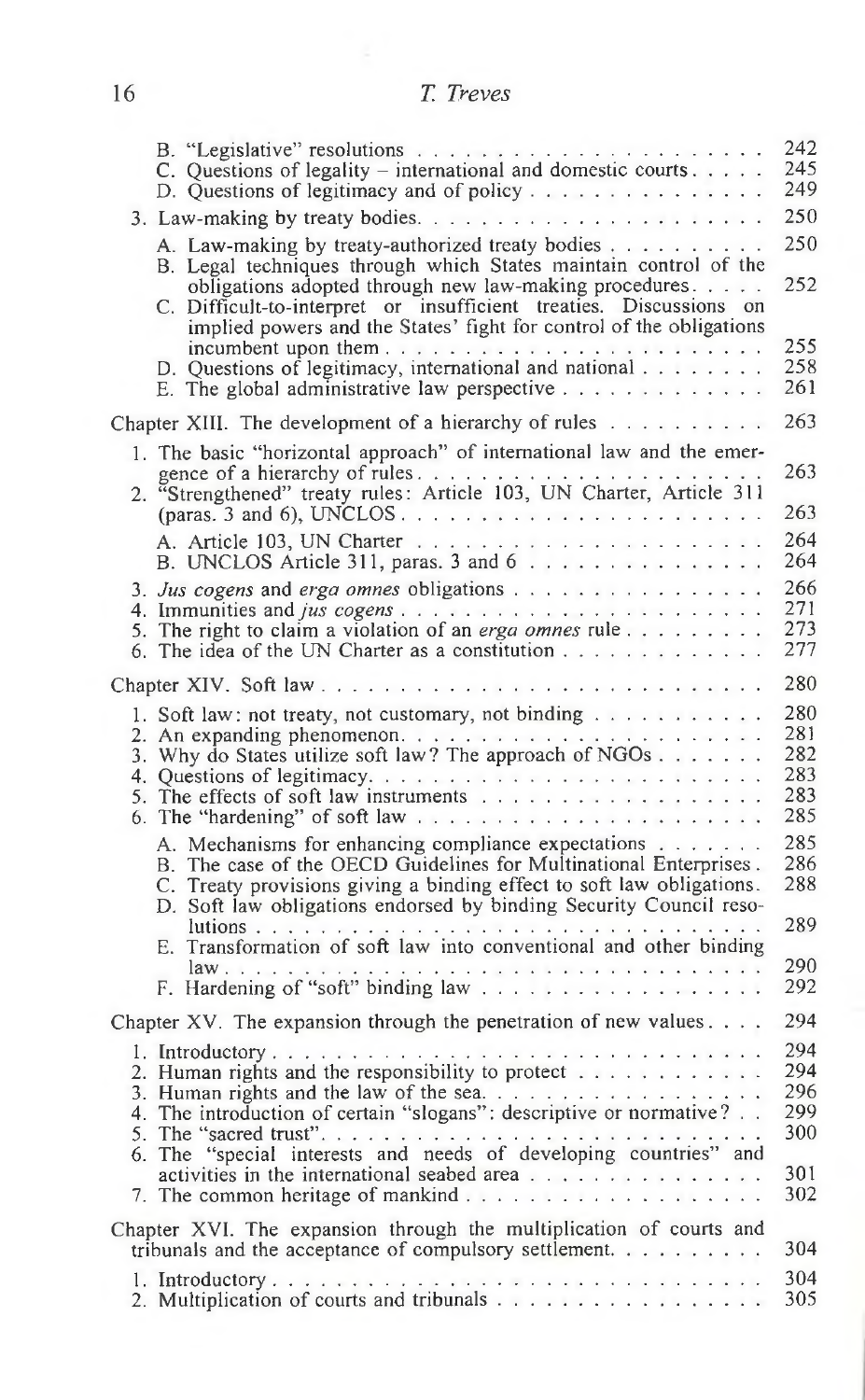B. "Legislative" resolutions . . . . . . . . . . . . . . . . . . . . . . 242
C. Questions of legality – international and domestic courts . . . . . 245
D. Questions of legitimacy and of policy . . . . . . . . . . . . . . . 249

3. Law-making by treaty bodies. . . . . . . . . . . . . . . . . . . . . . 250

A. Law-making by treaty-authorized treaty bodies . . . . . . . . . . 250
B. Legal techniques through which States maintain control of the obligations adopted through new law-making procedures. . . . . 252
C. Difficult-to-interpret or insufficient treaties. Discussions on implied powers and the States' fight for control of the obligations incumbent upon them . . . . . . . . . . . . . . . . . . . . . . . . 255
D. Questions of legitimacy, international and national . . . . . . . . 258
E. The global administrative law perspective . . . . . . . . . . . . . 261

Chapter XIII. The development of a hierarchy of rules . . . . . . . . . . 263

1. The basic "horizontal approach" of international law and the emergence of a hierarchy of rules . . . . . . . . . . . . . . . . . . . . . . . 263
2. "Strengthened" treaty rules: Article 103, UN Charter, Article 311 (paras. 3 and 6), UNCLOS . . . . . . . . . . . . . . . . . . . . . . . 263

A. Article 103, UN Charter . . . . . . . . . . . . . . . . . . . . . . 264
B. UNCLOS Article 311, paras. 3 and 6 . . . . . . . . . . . . . . . . 264

3. *Jus cogens* and *erga omnes* obligations . . . . . . . . . . . . . . . . 266
4. Immunities and *jus cogens* . . . . . . . . . . . . . . . . . . . . . . . 271
5. The right to claim a violation of an *erga omnes* rule . . . . . . . . . 273
6. The idea of the UN Charter as a constitution . . . . . . . . . . . . . 277

Chapter XIV. Soft law . . . . . . . . . . . . . . . . . . . . . . . . . . . 280

1. Soft law: not treaty, not customary, not binding . . . . . . . . . . . 280
2. An expanding phenomenon. . . . . . . . . . . . . . . . . . . . . . . 281
3. Why do States utilize soft law? The approach of NGOs . . . . . . . 282
4. Questions of legitimacy. . . . . . . . . . . . . . . . . . . . . . . . . 283
5. The effects of soft law instruments . . . . . . . . . . . . . . . . . . 283
6. The "hardening" of soft law . . . . . . . . . . . . . . . . . . . . . . 285

A. Mechanisms for enhancing compliance expectations . . . . . . . 285
B. The case of the OECD Guidelines for Multinational Enterprises . 286
C. Treaty provisions giving a binding effect to soft law obligations. 288
D. Soft law obligations endorsed by binding Security Council resolutions . . . . . . . . . . . . . . . . . . . . . . . . . . . . . . . 289
E. Transformation of soft law into conventional and other binding law . . . . . . . . . . . . . . . . . . . . . . . . . . . . . . . . . 290
F. Hardening of "soft" binding law . . . . . . . . . . . . . . . . . . 292

Chapter XV. The expansion through the penetration of new values. . . . 294

1. Introductory . . . . . . . . . . . . . . . . . . . . . . . . . . . . . . 294
2. Human rights and the responsibility to protect . . . . . . . . . . . . 294
3. Human rights and the law of the sea. . . . . . . . . . . . . . . . . . 296
4. The introduction of certain "slogans": descriptive or normative? . . 299
5. The "sacred trust". . . . . . . . . . . . . . . . . . . . . . . . . . . 300
6. The "special interests and needs of developing countries" and activities in the international seabed area . . . . . . . . . . . . . . . 301
7. The common heritage of mankind . . . . . . . . . . . . . . . . . . . 302

Chapter XVI. The expansion through the multiplication of courts and tribunals and the acceptance of compulsory settlement. . . . . . . . . . 304

1. Introductory . . . . . . . . . . . . . . . . . . . . . . . . . . . . . . 304
2. Multiplication of courts and tribunals . . . . . . . . . . . . . . . . . 305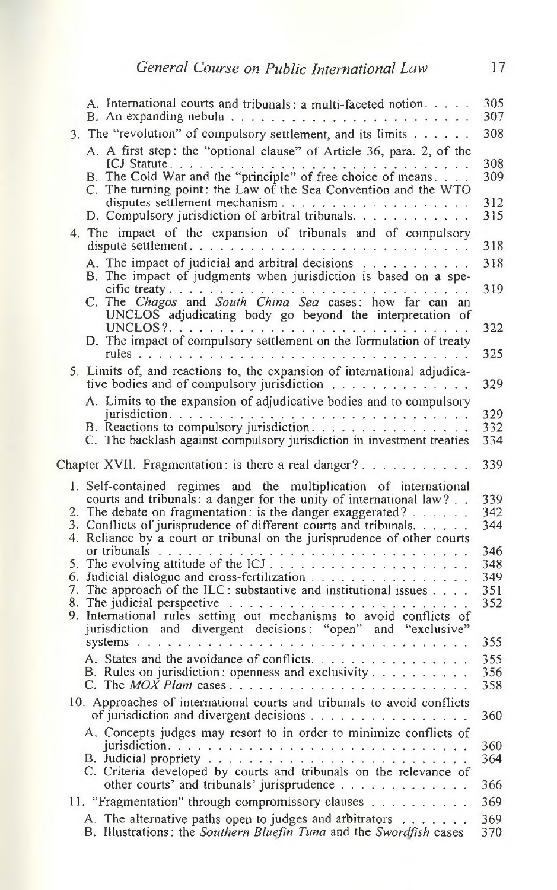A. International courts and tribunals: a multi-faceted notion . . . . . 305
B. An expanding nebula . . . . . . . . . . . . . . . . . . . . . . . . . 307

3. The "revolution" of compulsory settlement, and its limits . . . . . . 308

A. A first step: the "optional clause" of Article 36, para. 2, of the ICJ Statute . . . . . . . . . . . . . . . . . . . . . . . . . . . . . 308
B. The Cold War and the "principle" of free choice of means . . . . 309
C. The turning point: the Law of the Sea Convention and the WTO disputes settlement mechanism . . . . . . . . . . . . . . . . . . . 312
D. Compulsory jurisdiction of arbitral tribunals . . . . . . . . . . . 315

4. The impact of the expansion of tribunals and of compulsory dispute settlement . . . . . . . . . . . . . . . . . . . . . . . . . . . 318

A. The impact of judicial and arbitral decisions . . . . . . . . . . . 318
B. The impact of judgments when jurisdiction is based on a specific treaty . . . . . . . . . . . . . . . . . . . . . . . . . . . . . 319
C. The *Chagos* and *South China Sea* cases: how far can an UNCLOS adjudicating body go beyond the interpretation of UNCLOS? . . . . . . . . . . . . . . . . . . . . . . . . . . . . . 322
D. The impact of compulsory settlement on the formulation of treaty rules . . . . . . . . . . . . . . . . . . . . . . . . . . . . . . . 325

5. Limits of, and reactions to, the expansion of international adjudicative bodies and of compulsory jurisdiction . . . . . . . . . . . . . 329

A. Limits to the expansion of adjudicative bodies and to compulsory jurisdiction . . . . . . . . . . . . . . . . . . . . . . . . . . . . . 329
B. Reactions to compulsory jurisdiction . . . . . . . . . . . . . . . 332
C. The backlash against compulsory jurisdiction in investment treaties 334

Chapter XVII. Fragmentation: is there a real danger? . . . . . . . . . . . 339

1. Self-contained regimes and the multiplication of international courts and tribunals: a danger for the unity of international law? . . 339
2. The debate on fragmentation: is the danger exaggerated? . . . . . . 342
3. Conflicts of jurisprudence of different courts and tribunals . . . . . 344
4. Reliance by a court or tribunal on the jurisprudence of other courts or tribunals . . . . . . . . . . . . . . . . . . . . . . . . . . . . . 346
5. The evolving attitude of the ICJ . . . . . . . . . . . . . . . . . . . 348
6. Judicial dialogue and cross-fertilization . . . . . . . . . . . . . . . 349
7. The approach of the ILC: substantive and institutional issues . . . . 351
8. The judicial perspective . . . . . . . . . . . . . . . . . . . . . . . 352
9. International rules setting out mechanisms to avoid conflicts of jurisdiction and divergent decisions: "open" and "exclusive" systems . . . . . . . . . . . . . . . . . . . . . . . . . . . . . . . 355

A. States and the avoidance of conflicts . . . . . . . . . . . . . . . 355
B. Rules on jurisdiction: openness and exclusivity . . . . . . . . . . 356
C. The *MOX Plant* cases . . . . . . . . . . . . . . . . . . . . . . . 358

10. Approaches of international courts and tribunals to avoid conflicts of jurisdiction and divergent decisions . . . . . . . . . . . . . . . . 360

A. Concepts judges may resort to in order to minimize conflicts of jurisdiction . . . . . . . . . . . . . . . . . . . . . . . . . . . . . 360
B. Judicial propriety . . . . . . . . . . . . . . . . . . . . . . . . . 364
C. Criteria developed by courts and tribunals on the relevance of other courts' and tribunals' jurisprudence . . . . . . . . . . . . . 366

11. "Fragmentation" through compromissory clauses . . . . . . . . . . 369

A. The alternative paths open to judges and arbitrators . . . . . . . 369
B. Illustrations: the *Southern Bluefin Tuna* and the *Swordfish* cases 370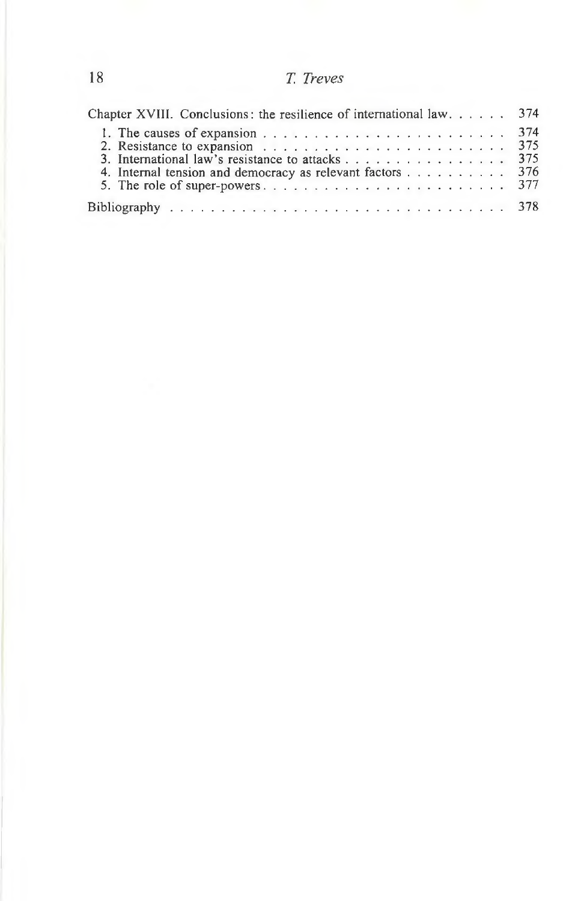Chapter XVIII. Conclusions: the resilience of international law. . . . . . 374

1. The causes of expansion . . . . . . . . . . . . . . . . . . . . . . . . 374
2. Resistance to expansion . . . . . . . . . . . . . . . . . . . . . . . . 375
3. International law's resistance to attacks . . . . . . . . . . . . . . . . 375
4. Internal tension and democracy as relevant factors . . . . . . . . . . 376
5. The role of super-powers . . . . . . . . . . . . . . . . . . . . . . . . 377

Bibliography . . . . . . . . . . . . . . . . . . . . . . . . . . . . . . . . 378